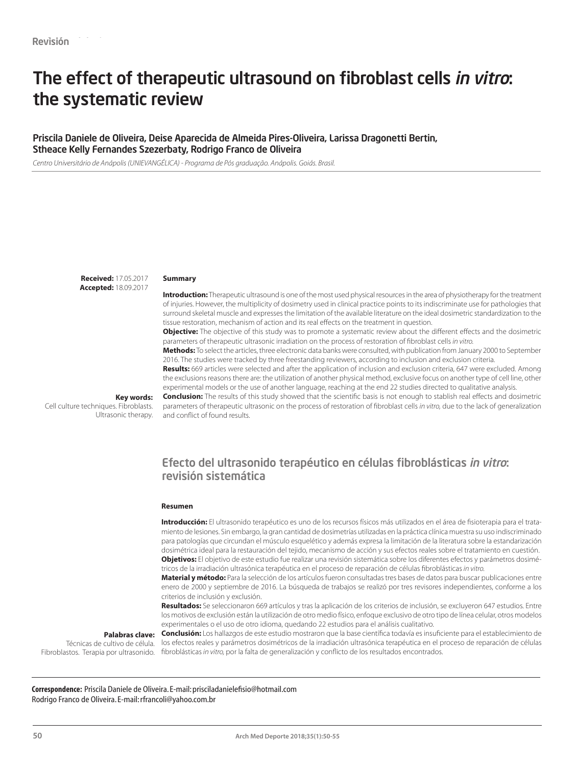Revisión

# The effect of therapeutic ultrasound on fibroblast cells *in vitro*: the systematic review

**Priscila Daniele de Oliveira, Deise Aparecida de Almeida Pires-Oliveira, Larissa Dragonetti Bertin, Stheace Kelly Fernandes Szezerbaty, Rodrigo Franco de Oliveira**

*Centro Universitário de Anápolis (UNIEVANGÉLICA) - Programa de Pós graduação. Anápolis. Goiás. Brasil.*

**Received:** 17.05.2017
**Accepted:** 18.09.2017

**Summary**

**Introduction:** Therapeutic ultrasound is one of the most used physical resources in the area of physiotherapy for the treatment of injuries. However, the multiplicity of dosimetry used in clinical practice points to its indiscriminate use for pathologies that surround skeletal muscle and expresses the limitation of the available literature on the ideal dosimetric standardization to the tissue restoration, mechanism of action and its real effects on the treatment in question.

**Objective:** The objective of this study was to promote a systematic review about the different effects and the dosimetric parameters of therapeutic ultrasonic irradiation on the process of restoration of fibroblast cells *in vitro*.

**Methods:** To select the articles, three electronic data banks were consulted, with publication from January 2000 to September 2016. The studies were tracked by three freestanding reviewers, according to inclusion and exclusion criteria.

**Results:** 669 articles were selected and after the application of inclusion and exclusion criteria, 647 were excluded. Among the exclusions reasons there are: the utilization of another physical method, exclusive focus on another type of cell line, other experimental models or the use of another language, reaching at the end 22 studies directed to qualitative analysis.

**Conclusion:** The results of this study showed that the scientific basis is not enough to stablish real effects and dosimetric parameters of therapeutic ultrasonic on the process of restoration of fibroblast cells *in vitro*, due to the lack of generalization and conflict of found results.

**Key words:**
Cell culture techniques. Fibroblasts. Ultrasonic therapy.

## Efecto del ultrasonido terapéutico en células fibroblásticas *in vitro*: revisión sistemática

**Resumen**

**Introducción:** El ultrasonido terapéutico es uno de los recursos físicos más utilizados en el área de fisioterapia para el tratamiento de lesiones. Sin embargo, la gran cantidad de dosimetrías utilizadas en la práctica clínica muestra su uso indiscriminado para patologías que circundan el músculo esquelético y además expresa la limitación de la literatura sobre la estandarización dosimétrica ideal para la restauración del tejido, mecanismo de acción y sus efectos reales sobre el tratamiento en cuestión.

**Objetivos:** El objetivo de este estudio fue realizar una revisión sistemática sobre los diferentes efectos y parámetros dosimétricos de la irradiación ultrasónica terapéutica en el proceso de reparación de células fibroblásticas *in vitro*.

**Material y método:** Para la selección de los artículos fueron consultadas tres bases de datos para buscar publicaciones entre enero de 2000 y septiembre de 2016. La búsqueda de trabajos se realizó por tres revisores independientes, conforme a los criterios de inclusión y exclusión.

**Resultados:** Se seleccionaron 669 artículos y tras la aplicación de los criterios de inclusión, se excluyeron 647 estudios. Entre los motivos de exclusión están la utilización de otro medio físico, enfoque exclusivo de otro tipo de línea celular, otros modelos experimentales o el uso de otro idioma, quedando 22 estudios para el análisis cualitativo.

**Conclusión:** Los hallazgos de este estudio mostraron que la base científica todavía es insuficiente para el establecimiento de los efectos reales y parámetros dosimétricos de la irradiación ultrasónica terapéutica en el proceso de reparación de células fibroblásticas *in vitro*, por la falta de generalización y conflicto de los resultados encontrados.

**Palabras clave:**
Técnicas de cultivo de célula. Fibroblastos. Terapia por ultrasonido.

**Correspondence:** Priscila Daniele de Oliveira. E-mail: prisciladanielefisio@hotmail.com
Rodrigo Franco de Oliveira. E-mail: rfrancoli@yahoo.com.br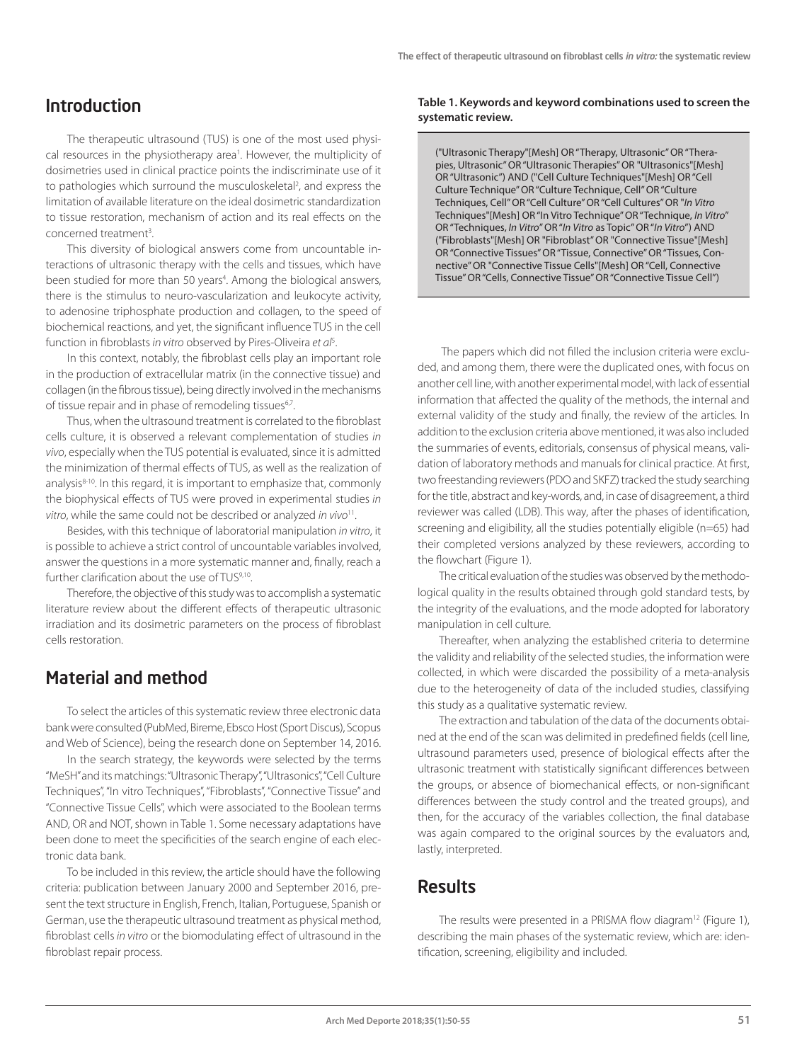## Introduction

The therapeutic ultrasound (TUS) is one of the most used physical resources in the physiotherapy area[1]. However, the multiplicity of dosimetries used in clinical practice points the indiscriminate use of it to pathologies which surround the musculoskeletal[2], and express the limitation of available literature on the ideal dosimetric standardization to tissue restoration, mechanism of action and its real effects on the concerned treatment[3].

This diversity of biological answers come from uncountable interactions of ultrasonic therapy with the cells and tissues, which have been studied for more than 50 years[4]. Among the biological answers, there is the stimulus to neuro-vascularization and leukocyte activity, to adenosine triphosphate production and collagen, to the speed of biochemical reactions, and yet, the significant influence TUS in the cell function in fibroblasts *in vitro* observed by Pires-Oliveira *et al*[5].

In this context, notably, the fibroblast cells play an important role in the production of extracellular matrix (in the connective tissue) and collagen (in the fibrous tissue), being directly involved in the mechanisms of tissue repair and in phase of remodeling tissues[6,7].

Thus, when the ultrasound treatment is correlated to the fibroblast cells culture, it is observed a relevant complementation of studies *in vivo*, especially when the TUS potential is evaluated, since it is admitted the minimization of thermal effects of TUS, as well as the realization of analysis[8-10]. In this regard, it is important to emphasize that, commonly the biophysical effects of TUS were proved in experimental studies *in vitro*, while the same could not be described or analyzed *in vivo*[11].

Besides, with this technique of laboratorial manipulation *in vitro*, it is possible to achieve a strict control of uncountable variables involved, answer the questions in a more systematic manner and, finally, reach a further clarification about the use of TUS[9,10].

Therefore, the objective of this study was to accomplish a systematic literature review about the different effects of therapeutic ultrasonic irradiation and its dosimetric parameters on the process of fibroblast cells restoration.

## Material and method

To select the articles of this systematic review three electronic data bank were consulted (PubMed, Bireme, Ebsco Host (Sport Discus), Scopus and Web of Science), being the research done on September 14, 2016.

In the search strategy, the keywords were selected by the terms "MeSH" and its matchings: "Ultrasonic Therapy", "Ultrasonics", "Cell Culture Techniques", "In vitro Techniques", "Fibroblasts", "Connective Tissue" and "Connective Tissue Cells", which were associated to the Boolean terms AND, OR and NOT, shown in Table 1. Some necessary adaptations have been done to meet the specificities of the search engine of each electronic data bank.

To be included in this review, the article should have the following criteria: publication between January 2000 and September 2016, present the text structure in English, French, Italian, Portuguese, Spanish or German, use the therapeutic ultrasound treatment as physical method, fibroblast cells *in vitro* or the biomodulating effect of ultrasound in the fibroblast repair process.

**Table 1. Keywords and keyword combinations used to screen the systematic review.**

("Ultrasonic Therapy"[Mesh] OR "Therapy, Ultrasonic" OR "Therapies, Ultrasonic" OR "Ultrasonic Therapies" OR "Ultrasonics"[Mesh] OR "Ultrasonic") AND ("Cell Culture Techniques"[Mesh] OR "Cell Culture Technique" OR "Culture Technique, Cell" OR "Culture Techniques, Cell" OR "Cell Culture" OR "Cell Cultures" OR "*In Vitro* Techniques"[Mesh] OR "In Vitro Technique" OR "Technique, *In Vitro*" OR "Techniques, *In Vitro*" OR "*In Vitro* as Topic" OR "*In Vitro*") AND ("Fibroblasts"[Mesh] OR "Fibroblast" OR "Connective Tissue"[Mesh] OR "Connective Tissues" OR "Tissue, Connective" OR "Tissues, Connective" OR "Connective Tissue Cells"[Mesh] OR "Cell, Connective Tissue" OR "Cells, Connective Tissue" OR "Connective Tissue Cell")

The papers which did not filled the inclusion criteria were excluded, and among them, there were the duplicated ones, with focus on another cell line, with another experimental model, with lack of essential information that affected the quality of the methods, the internal and external validity of the study and finally, the review of the articles. In addition to the exclusion criteria above mentioned, it was also included the summaries of events, editorials, consensus of physical means, validation of laboratory methods and manuals for clinical practice. At first, two freestanding reviewers (PDO and SKFZ) tracked the study searching for the title, abstract and key-words, and, in case of disagreement, a third reviewer was called (LDB). This way, after the phases of identification, screening and eligibility, all the studies potentially eligible (n=65) had their completed versions analyzed by these reviewers, according to the flowchart (Figure 1).

The critical evaluation of the studies was observed by the methodological quality in the results obtained through gold standard tests, by the integrity of the evaluations, and the mode adopted for laboratory manipulation in cell culture.

Thereafter, when analyzing the established criteria to determine the validity and reliability of the selected studies, the information were collected, in which were discarded the possibility of a meta-analysis due to the heterogeneity of data of the included studies, classifying this study as a qualitative systematic review.

The extraction and tabulation of the data of the documents obtained at the end of the scan was delimited in predefined fields (cell line, ultrasound parameters used, presence of biological effects after the ultrasonic treatment with statistically significant differences between the groups, or absence of biomechanical effects, or non-significant differences between the study control and the treated groups), and then, for the accuracy of the variables collection, the final database was again compared to the original sources by the evaluators and, lastly, interpreted.

## Results

The results were presented in a PRISMA flow diagram[12] (Figure 1), describing the main phases of the systematic review, which are: identification, screening, eligibility and included.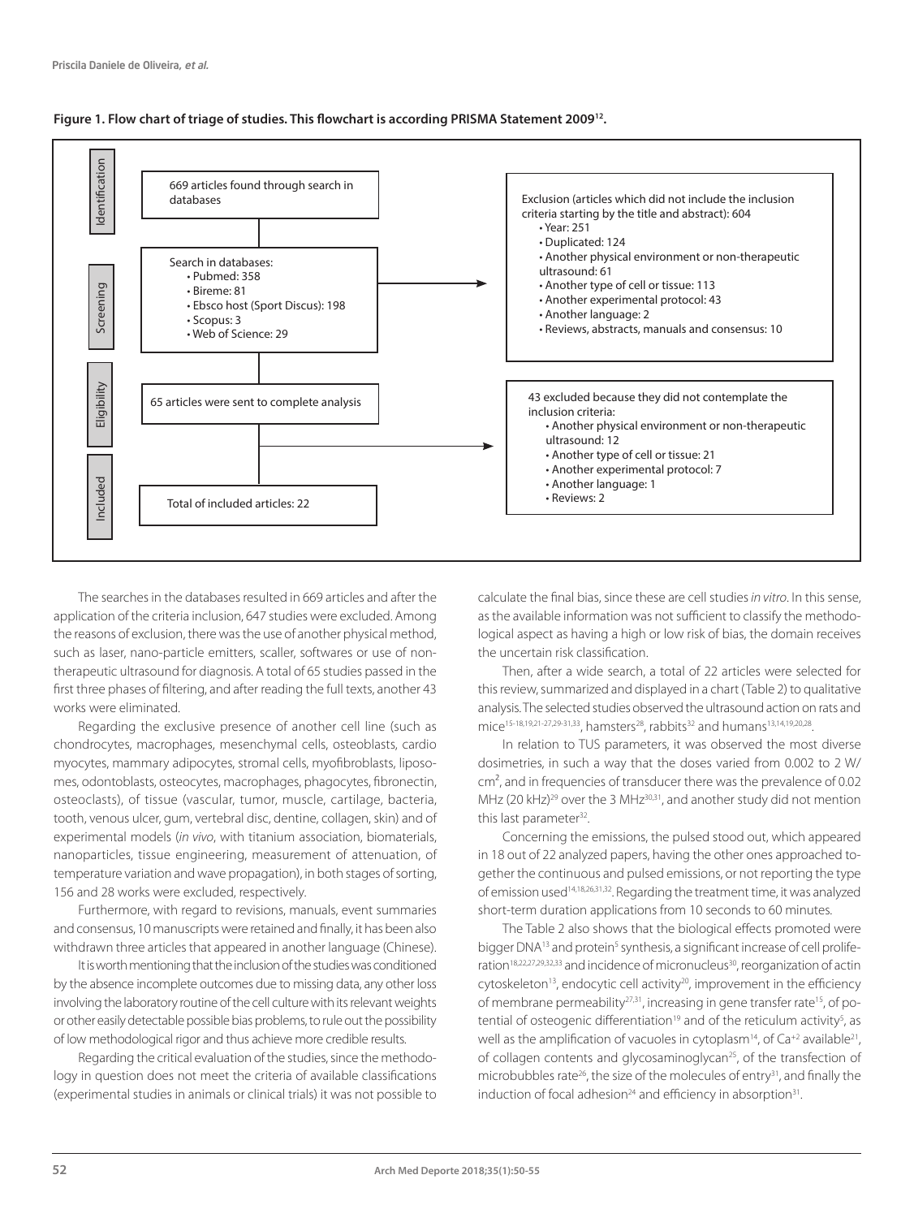**Figure 1. Flow chart of triage of studies. This flowchart is according PRISMA Statement 2009[12].**

Identification

669 articles found through search in databases

Screening

Search in databases:
- Pubmed: 358
- Bireme: 81
- Ebsco host (Sport Discus): 198
- Scopus: 3
- Web of Science: 29

Exclusion (articles which did not include the inclusion criteria starting by the title and abstract): 604
- Year: 251
- Duplicated: 124
- Another physical environment or non-therapeutic ultrasound: 61
- Another type of cell or tissue: 113
- Another experimental protocol: 43
- Another language: 2
- Reviews, abstracts, manuals and consensus: 10

Eligibility

65 articles were sent to complete analysis

43 excluded because they did not contemplate the inclusion criteria:
- Another physical environment or non-therapeutic ultrasound: 12
- Another type of cell or tissue: 21
- Another experimental protocol: 7
- Another language: 1
- Reviews: 2

Included

Total of included articles: 22

The searches in the databases resulted in 669 articles and after the application of the criteria inclusion, 647 studies were excluded. Among the reasons of exclusion, there was the use of another physical method, such as laser, nano-particle emitters, scaller, softwares or use of non-therapeutic ultrasound for diagnosis. A total of 65 studies passed in the first three phases of filtering, and after reading the full texts, another 43 works were eliminated.

Regarding the exclusive presence of another cell line (such as chondrocytes, macrophages, mesenchymal cells, osteoblasts, cardio myocytes, mammary adipocytes, stromal cells, myofibroblasts, liposomes, odontoblasts, osteocytes, macrophages, phagocytes, fibronectin, osteoclasts), of tissue (vascular, tumor, muscle, cartilage, bacteria, tooth, venous ulcer, gum, vertebral disc, dentine, collagen, skin) and of experimental models (*in vivo*, with titanium association, biomaterials, nanoparticles, tissue engineering, measurement of attenuation, of temperature variation and wave propagation), in both stages of sorting, 156 and 28 works were excluded, respectively.

Furthermore, with regard to revisions, manuals, event summaries and consensus, 10 manuscripts were retained and finally, it has been also withdrawn three articles that appeared in another language (Chinese).

It is worth mentioning that the inclusion of the studies was conditioned by the absence incomplete outcomes due to missing data, any other loss involving the laboratory routine of the cell culture with its relevant weights or other easily detectable possible bias problems, to rule out the possibility of low methodological rigor and thus achieve more credible results.

Regarding the critical evaluation of the studies, since the methodology in question does not meet the criteria of available classifications (experimental studies in animals or clinical trials) it was not possible to calculate the final bias, since these are cell studies *in vitro*. In this sense, as the available information was not sufficient to classify the methodological aspect as having a high or low risk of bias, the domain receives the uncertain risk classification.

Then, after a wide search, a total of 22 articles were selected for this review, summarized and displayed in a chart (Table 2) to qualitative analysis. The selected studies observed the ultrasound action on rats and mice[15-18,19,21-27,29-31,33], hamsters[28], rabbits[32] and humans[13,14,19,20,28].

In relation to TUS parameters, it was observed the most diverse dosimetries, in such a way that the doses varied from 0.002 to 2 W/cm², and in frequencies of transducer there was the prevalence of 0.02 MHz (20 kHz)[29] over the 3 MHz[30,31], and another study did not mention this last parameter[32].

Concerning the emissions, the pulsed stood out, which appeared in 18 out of 22 analyzed papers, having the other ones approached together the continuous and pulsed emissions, or not reporting the type of emission used[14,18,26,31,32]. Regarding the treatment time, it was analyzed short-term duration applications from 10 seconds to 60 minutes.

The Table 2 also shows that the biological effects promoted were bigger DNA[13] and protein[5] synthesis, a significant increase of cell proliferation[18,22,27,29,32,33] and incidence of micronucleus[30], reorganization of actin cytoskeleton[13], endocytic cell activity[20], improvement in the efficiency of membrane permeability[27,31], increasing in gene transfer rate[15], of potential of osteogenic differentiation[19] and of the reticulum activity[5], as well as the amplification of vacuoles in cytoplasm[14], of $Ca^{+2}$ available[21], of collagen contents and glycosaminoglycan[25], of the transfection of microbubbles rate[26], the size of the molecules of entry[31], and finally the induction of focal adhesion[24] and efficiency in absorption[31].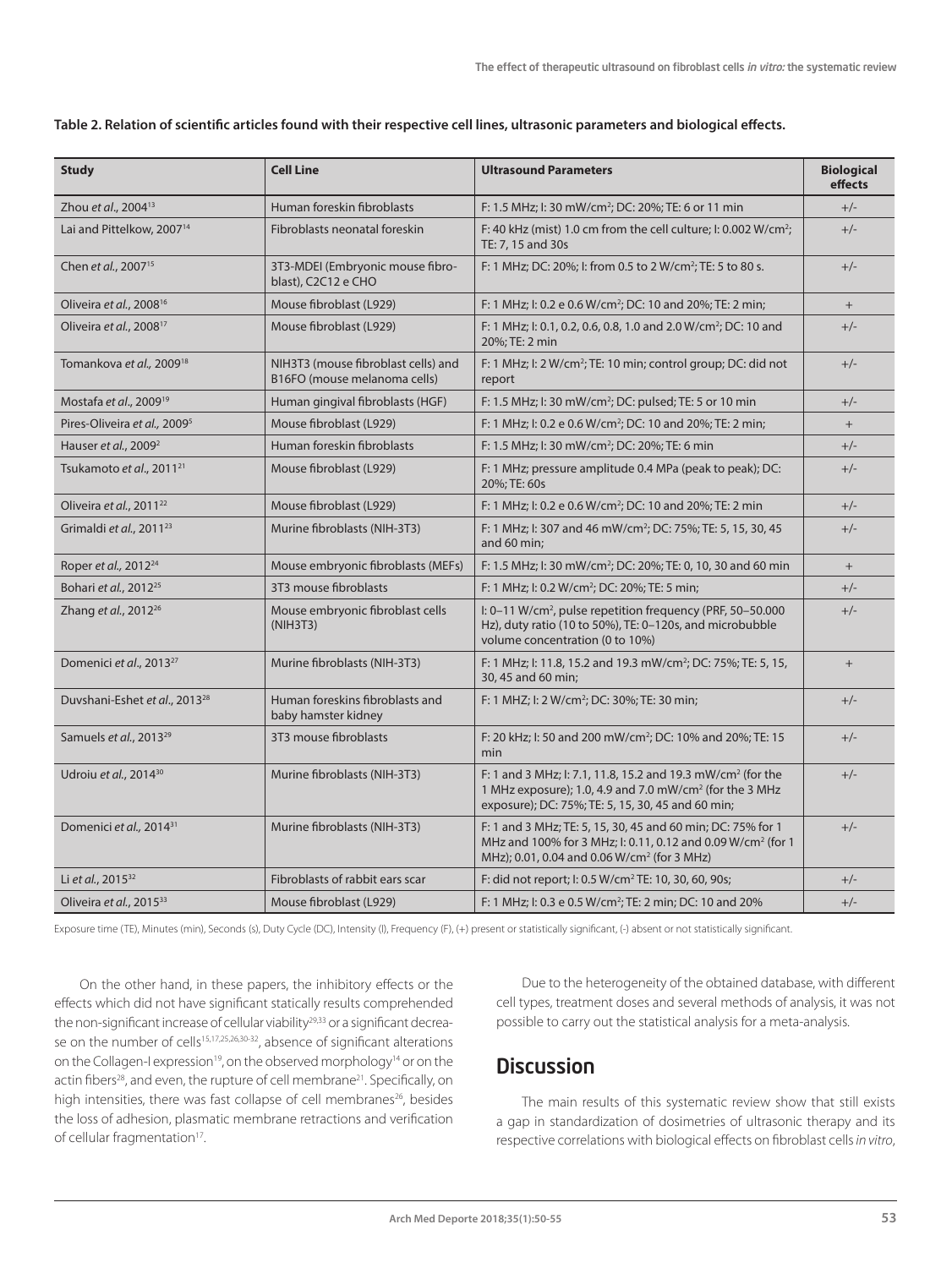**Table 2. Relation of scientific articles found with their respective cell lines, ultrasonic parameters and biological effects.**

| Study | Cell Line | Ultrasound Parameters | Biological effects |
|---|---|---|---|
| Zhou *et al.*, 2004[13] | Human foreskin fibroblasts | F: 1.5 MHz; I: 30 mW/cm²; DC: 20%; TE: 6 or 11 min | +/- |
| Lai and Pittelkow, 2007[14] | Fibroblasts neonatal foreskin | F: 40 kHz (mist) 1.0 cm from the cell culture; I: 0.002 W/cm²; TE: 7, 15 and 30s | +/- |
| Chen *et al.*, 2007[15] | 3T3-MDEI (Embryonic mouse fibroblast), C2C12 e CHO | F: 1 MHz; DC: 20%; I: from 0.5 to 2 W/cm²; TE: 5 to 80 s. | +/- |
| Oliveira *et al.*, 2008[16] | Mouse fibroblast (L929) | F: 1 MHz; I: 0.2 e 0.6 W/cm²; DC: 10 and 20%; TE: 2 min; | + |
| Oliveira *et al.*, 2008[17] | Mouse fibroblast (L929) | F: 1 MHz; I: 0.1, 0.2, 0.6, 0.8, 1.0 and 2.0 W/cm²; DC: 10 and 20%; TE: 2 min | +/- |
| Tomankova *et al.,* 2009[18] | NIH3T3 (mouse fibroblast cells) and B16FO (mouse melanoma cells) | F: 1 MHz; I: 2 W/cm²; TE: 10 min; control group; DC: did not report | +/- |
| Mostafa *et al.*, 2009[19] | Human gingival fibroblasts (HGF) | F: 1.5 MHz; I: 30 mW/cm²; DC: pulsed; TE: 5 or 10 min | +/- |
| Pires-Oliveira *et al.,* 2009[5] | Mouse fibroblast (L929) | F: 1 MHz; I: 0.2 e 0.6 W/cm²; DC: 10 and 20%; TE: 2 min; | + |
| Hauser *et al.*, 2009[2] | Human foreskin fibroblasts | F: 1.5 MHz; I: 30 mW/cm²; DC: 20%; TE: 6 min | +/- |
| Tsukamoto *et al.*, 2011[21] | Mouse fibroblast (L929) | F: 1 MHz; pressure amplitude 0.4 MPa (peak to peak); DC: 20%; TE: 60s | +/- |
| Oliveira *et al.*, 2011[22] | Mouse fibroblast (L929) | F: 1 MHz; I: 0.2 e 0.6 W/cm²; DC: 10 and 20%; TE: 2 min | +/- |
| Grimaldi *et al.*, 2011[23] | Murine fibroblasts (NIH-3T3) | F: 1 MHz; I: 307 and 46 mW/cm²; DC: 75%; TE: 5, 15, 30, 45 and 60 min; | +/- |
| Roper *et al.,* 2012[24] | Mouse embryonic fibroblasts (MEFs) | F: 1.5 MHz; I: 30 mW/cm²; DC: 20%; TE: 0, 10, 30 and 60 min | + |
| Bohari *et al.*, 2012[25] | 3T3 mouse fibroblasts | F: 1 MHz; I: 0.2 W/cm²; DC: 20%; TE: 5 min; | +/- |
| Zhang *et al.*, 2012[26] | Mouse embryonic fibroblast cells (NIH3T3) | I: 0–11 W/cm², pulse repetition frequency (PRF, 50–50.000 Hz), duty ratio (10 to 50%), TE: 0–120s, and microbubble volume concentration (0 to 10%) | +/- |
| Domenici *et al.*, 2013[27] | Murine fibroblasts (NIH-3T3) | F: 1 MHz; I: 11.8, 15.2 and 19.3 mW/cm²; DC: 75%; TE: 5, 15, 30, 45 and 60 min; | + |
| Duvshani-Eshet *et al.*, 2013[28] | Human foreskins fibroblasts and baby hamster kidney | F: 1 MHZ; I: 2 W/cm²; DC: 30%; TE: 30 min; | +/- |
| Samuels *et al.*, 2013[29] | 3T3 mouse fibroblasts | F: 20 kHz; I: 50 and 200 mW/cm²; DC: 10% and 20%; TE: 15 min | +/- |
| Udroiu *et al.*, 2014[30] | Murine fibroblasts (NIH-3T3) | F: 1 and 3 MHz; I: 7.1, 11.8, 15.2 and 19.3 mW/cm² (for the 1 MHz exposure); 1.0, 4.9 and 7.0 mW/cm² (for the 3 MHz exposure); DC: 75%; TE: 5, 15, 30, 45 and 60 min; | +/- |
| Domenici *et al.,* 2014[31] | Murine fibroblasts (NIH-3T3) | F: 1 and 3 MHz; TE: 5, 15, 30, 45 and 60 min; DC: 75% for 1 MHz and 100% for 3 MHz; I: 0.11, 0.12 and 0.09 W/cm² (for 1 MHz); 0.01, 0.04 and 0.06 W/cm² (for 3 MHz) | +/- |
| Li *et al.*, 2015[32] | Fibroblasts of rabbit ears scar | F: did not report; I: 0.5 W/cm² TE: 10, 30, 60, 90s; | +/- |
| Oliveira *et al.*, 2015[33] | Mouse fibroblast (L929) | F: 1 MHz; I: 0.3 e 0.5 W/cm²; TE: 2 min; DC: 10 and 20% | +/- |

Exposure time (TE), Minutes (min), Seconds (s), Duty Cycle (DC), Intensity (I), Frequency (F), (+) present or statistically significant, (-) absent or not statistically significant.

On the other hand, in these papers, the inhibitory effects or the effects which did not have significant statically results comprehended the non-significant increase of cellular viability[29,33] or a significant decrease on the number of cells[15,17,25,26,30-32], absence of significant alterations on the Collagen-I expression[19], on the observed morphology[14] or on the actin fibers[28], and even, the rupture of cell membrane[21]. Specifically, on high intensities, there was fast collapse of cell membranes[26], besides the loss of adhesion, plasmatic membrane retractions and verification of cellular fragmentation[17].

Due to the heterogeneity of the obtained database, with different cell types, treatment doses and several methods of analysis, it was not possible to carry out the statistical analysis for a meta-analysis.

## Discussion

The main results of this systematic review show that still exists a gap in standardization of dosimetries of ultrasonic therapy and its respective correlations with biological effects on fibroblast cells *in vitro*,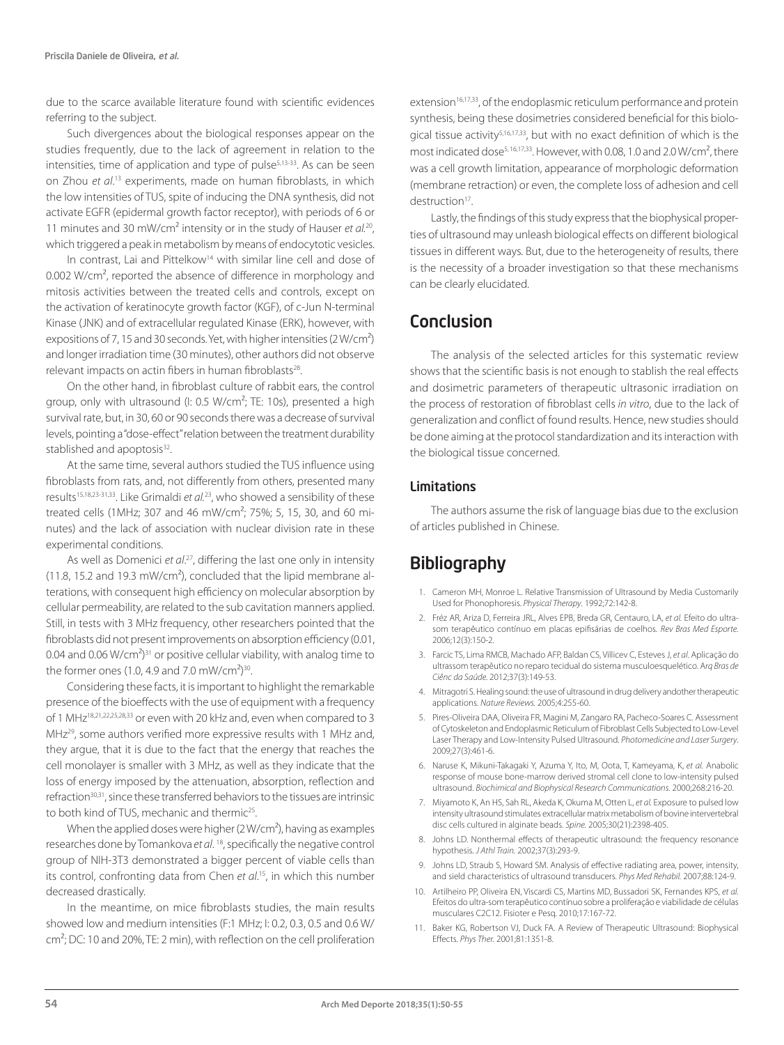due to the scarce available literature found with scientific evidences referring to the subject.

Such divergences about the biological responses appear on the studies frequently, due to the lack of agreement in relation to the intensities, time of application and type of pulse[5,13-33]. As can be seen on Zhou *et al*.[13] experiments, made on human fibroblasts, in which the low intensities of TUS, spite of inducing the DNA synthesis, did not activate EGFR (epidermal growth factor receptor), with periods of 6 or 11 minutes and 30 mW/cm² intensity or in the study of Hauser *et al.*[20], which triggered a peak in metabolism by means of endocytotic vesicles.

In contrast, Lai and Pittelkow[14] with similar line cell and dose of 0.002 W/cm², reported the absence of difference in morphology and mitosis activities between the treated cells and controls, except on the activation of keratinocyte growth factor (KGF), of c-Jun N-terminal Kinase (JNK) and of extracellular regulated Kinase (ERK), however, with expositions of 7, 15 and 30 seconds. Yet, with higher intensities (2 W/cm²) and longer irradiation time (30 minutes), other authors did not observe relevant impacts on actin fibers in human fibroblasts[28].

On the other hand, in fibroblast culture of rabbit ears, the control group, only with ultrasound (I: 0.5 W/cm²; TE: 10s), presented a high survival rate, but, in 30, 60 or 90 seconds there was a decrease of survival levels, pointing a "dose-effect" relation between the treatment durability stablished and apoptosis[32].

At the same time, several authors studied the TUS influence using fibroblasts from rats, and, not differently from others, presented many results[15,18,23-31,33]. Like Grimaldi *et al.*[23], who showed a sensibility of these treated cells (1MHz; 307 and 46 mW/cm²; 75%; 5, 15, 30, and 60 minutes) and the lack of association with nuclear division rate in these experimental conditions.

As well as Domenici *et al*.[27], differing the last one only in intensity (11.8, 15.2 and 19.3 mW/cm²), concluded that the lipid membrane alterations, with consequent high efficiency on molecular absorption by cellular permeability, are related to the sub cavitation manners applied. Still, in tests with 3 MHz frequency, other researchers pointed that the fibroblasts did not present improvements on absorption efficiency (0.01, 0.04 and 0.06 W/cm²)[31] or positive cellular viability, with analog time to the former ones (1.0, 4.9 and 7.0 mW/cm²)[30].

Considering these facts, it is important to highlight the remarkable presence of the bioeffects with the use of equipment with a frequency of 1 MHz[18,21,22,25,28,33] or even with 20 kHz and, even when compared to 3 MHz[29], some authors verified more expressive results with 1 MHz and, they argue, that it is due to the fact that the energy that reaches the cell monolayer is smaller with 3 MHz, as well as they indicate that the loss of energy imposed by the attenuation, absorption, reflection and refraction[30,31], since these transferred behaviors to the tissues are intrinsic to both kind of TUS, mechanic and thermic[25].

When the applied doses were higher (2 W/cm²), having as examples researches done by Tomankova *et al*. [18], specifically the negative control group of NIH-3T3 demonstrated a bigger percent of viable cells than its control, confronting data from Chen *et al*.[15], in which this number decreased drastically.

In the meantime, on mice fibroblasts studies, the main results showed low and medium intensities (F:1 MHz; I: 0.2, 0.3, 0.5 and 0.6 W/cm²; DC: 10 and 20%, TE: 2 min), with reflection on the cell proliferation extension[16,17,33], of the endoplasmic reticulum performance and protein synthesis, being these dosimetries considered beneficial for this biological tissue activity[5,16,17,33], but with no exact definition of which is the most indicated dose[5, 16,17,33]. However, with 0.08, 1.0 and 2.0 W/cm², there was a cell growth limitation, appearance of morphologic deformation (membrane retraction) or even, the complete loss of adhesion and cell destruction[17].

Lastly, the findings of this study express that the biophysical properties of ultrasound may unleash biological effects on different biological tissues in different ways. But, due to the heterogeneity of results, there is the necessity of a broader investigation so that these mechanisms can be clearly elucidated.

## Conclusion

The analysis of the selected articles for this systematic review shows that the scientific basis is not enough to stablish the real effects and dosimetric parameters of therapeutic ultrasonic irradiation on the process of restoration of fibroblast cells *in vitro*, due to the lack of generalization and conflict of found results. Hence, new studies should be done aiming at the protocol standardization and its interaction with the biological tissue concerned.

### Limitations

The authors assume the risk of language bias due to the exclusion of articles published in Chinese.

## Bibliography

1. Cameron MH, Monroe L. Relative Transmission of Ultrasound by Media Customarily Used for Phonophoresis. *Physical Therapy*. 1992;72:142-8.
2. Fréz AR, Ariza D, Ferreira JRL, Alves EPB, Breda GR, Centauro, LA, *et al*. Efeito do ultrasom terapêutico contínuo em placas epifisárias de coelhos. *Rev Bras Med Esporte.* 2006;12(3):150-2.
3. Farcic TS, Lima RMCB, Machado AFP, Baldan CS, Villicev C, Esteves J, *et al*. Aplicação do ultrassom terapêutico no reparo tecidual do sistema musculoesquelético. A*rq Bras de Ciênc da Saúde*. 2012;37(3):149-53.
4. Mitragotri S. Healing sound: the use of ultrasound in drug delivery andother therapeutic applications. *Nature Reviews.* 2005;4:255-60.
5. Pires-Oliveira DAA, Oliveira FR, Magini M, Zangaro RA, Pacheco-Soares C. Assessment of Cytoskeleton and Endoplasmic Reticulum of Fibroblast Cells Subjected to Low-Level Laser Therapy and Low-Intensity Pulsed Ultrasound. *Photomedicine and Laser Surgery*. 2009;27(3):461-6.
6. Naruse K, Mikuni-Takagaki Y, Azuma Y, Ito, M, Oota, T, Kameyama, K, *et al.* Anabolic response of mouse bone-marrow derived stromal cell clone to low-intensity pulsed ultrasound. *Biochimical and Biophysical Research Communications.* 2000;268:216-20.
7. Miyamoto K, An HS, Sah RL, Akeda K, Okuma M, Otten L, *et al.* Exposure to pulsed low intensity ultrasound stimulates extracellular matrix metabolism of bovine intervertebral disc cells cultured in alginate beads. *Spine.* 2005;30(21):2398-405.
8. Johns LD. Nonthermal effects of therapeutic ultrasound: the frequency resonance hypothesis. *J Athl Train.* 2002;37(3):293-9.
9. Johns LD, Straub S, Howard SM. Analysis of effective radiating area, power, intensity, and sield characteristics of ultrasound transducers. *Phys Med Rehabil.* 2007;88:124-9.
10. Artilheiro PP, Oliveira EN, Viscardi CS, Martins MD, Bussadori SK, Fernandes KPS, *et al.* Efeitos do ultra-som terapêutico contínuo sobre a proliferação e viabilidade de células musculares C2C12. Fisioter e Pesq. 2010;17:167-72.
11. Baker KG, Robertson VJ, Duck FA. A Review of Therapeutic Ultrasound: Biophysical Effects. *Phys Ther.* 2001;81:1351-8.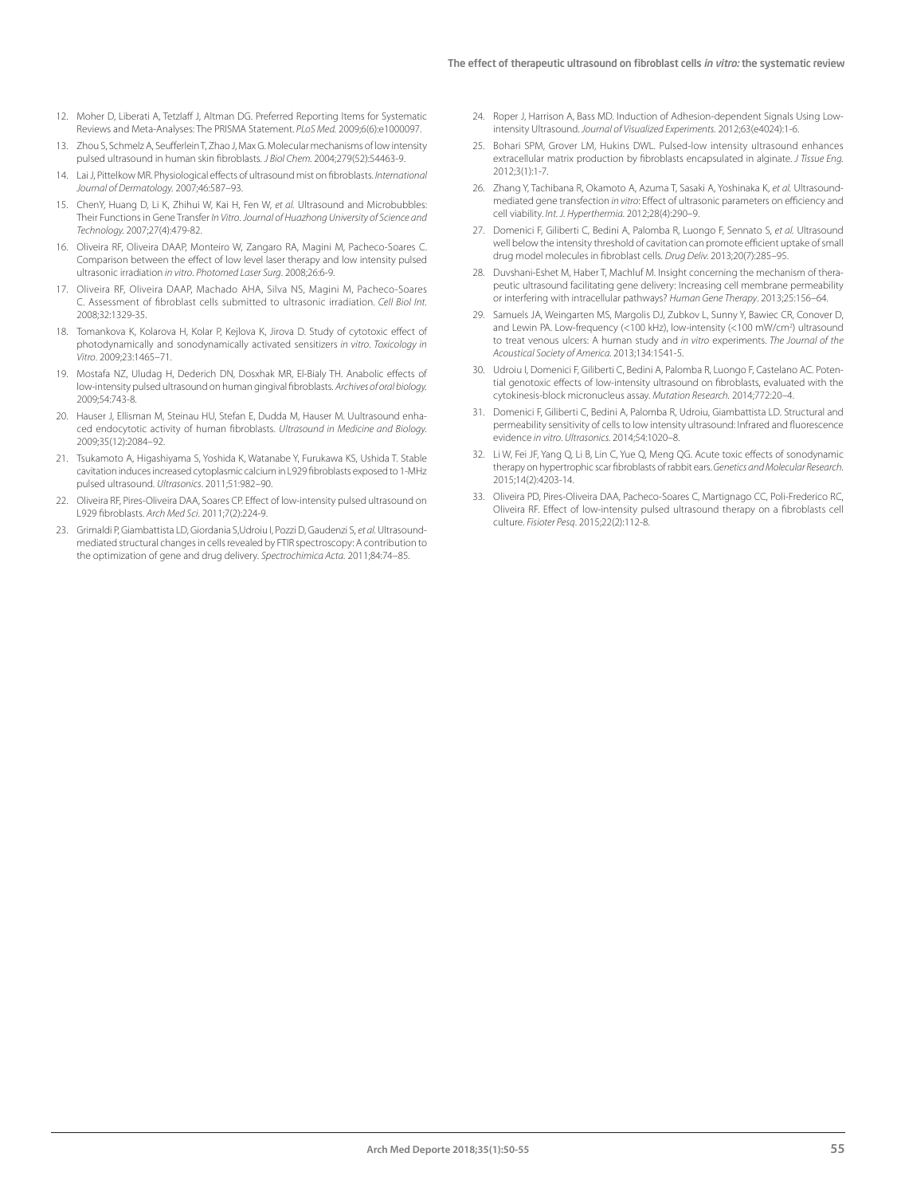12. Moher D, Liberati A, Tetzlaff J, Altman DG. Preferred Reporting Items for Systematic Reviews and Meta-Analyses: The PRISMA Statement. *PLoS Med.* 2009;6(6):e1000097.
13. Zhou S, Schmelz A, Seufferlein T, Zhao J, Max G. Molecular mechanisms of low intensity pulsed ultrasound in human skin fibroblasts. *J Biol Chem*. 2004;279(52):54463-9.
14. Lai J, Pittelkow MR. Physiological effects of ultrasound mist on fibroblasts. *International Journal of Dermatology.* 2007;46:587–93.
15. ChenY, Huang D, Li K, Zhihui W, Kai H, Fen W, *et al.* Ultrasound and Microbubbles: Their Functions in Gene Transfer *In Vitro*. *Journal of Huazhong University of Science and Technology.* 2007;27(4):479-82.
16. Oliveira RF, Oliveira DAAP, Monteiro W, Zangaro RA, Magini M, Pacheco-Soares C. Comparison between the effect of low level laser therapy and low intensity pulsed ultrasonic irradiation *in vitro*. *Photomed Laser Surg*. 2008;26:6-9.
17. Oliveira RF, Oliveira DAAP, Machado AHA, Silva NS, Magini M, Pacheco-Soares C. Assessment of fibroblast cells submitted to ultrasonic irradiation. *Cell Biol Int*. 2008;32:1329-35.
18. Tomankova K, Kolarova H, Kolar P, Kejlova K, Jirova D. Study of cytotoxic effect of photodynamically and sonodynamically activated sensitizers *in vitro*. *Toxicology in Vitro*. 2009;23:1465–71.
19. Mostafa NZ, Uludag H, Dederich DN, Dosxhak MR, El-Bialy TH. Anabolic effects of low-intensity pulsed ultrasound on human gingival fibroblasts. *Archives of oral biology.* 2009;54:743-8.
20. Hauser J, Ellisman M, Steinau HU, Stefan E, Dudda M, Hauser M. Uultrasound enhaced endocytotic activity of human fibroblasts. *Ultrasound in Medicine and Biology.* 2009;35(12):2084–92.
21. Tsukamoto A, Higashiyama S, Yoshida K, Watanabe Y, Furukawa KS, Ushida T. Stable cavitation induces increased cytoplasmic calcium in L929 fibroblasts exposed to 1-MHz pulsed ultrasound. *Ultrasonics*. 2011;51:982–90.
22. Oliveira RF, Pires-Oliveira DAA, Soares CP. Effect of low-intensity pulsed ultrasound on L929 fibroblasts. *Arch Med Sci*. 2011;7(2):224-9.
23. Grimaldi P, Giambattista LD, Giordania S,Udroiu I, Pozzi D, Gaudenzi S, *et al.* Ultrasound-mediated structural changes in cells revealed by FTIR spectroscopy: A contribution to the optimization of gene and drug delivery. *Spectrochimica Acta.* 2011;84:74–85.
24. Roper J, Harrison A, Bass MD. Induction of Adhesion-dependent Signals Using Low-intensity Ultrasound. *Journal of Visualized Experiments.* 2012;63(e4024):1-6.
25. Bohari SPM, Grover LM, Hukins DWL. Pulsed-low intensity ultrasound enhances extracellular matrix production by fibroblasts encapsulated in alginate. *J Tissue Eng.* 2012;3(1):1-7.
26. Zhang Y, Tachibana R, Okamoto A, Azuma T, Sasaki A, Yoshinaka K, *et al.* Ultrasound-mediated gene transfection *in vitro*: Effect of ultrasonic parameters on efficiency and cell viability. *Int. J. Hyperthermia.* 2012;28(4):290–9.
27. Domenici F, Giliberti C, Bedini A, Palomba R, Luongo F, Sennato S, *et al.* Ultrasound well below the intensity threshold of cavitation can promote efficient uptake of small drug model molecules in fibroblast cells. *Drug Deliv.* 2013;20(7):285–95.
28. Duvshani-Eshet M, Haber T, Machluf M. Insight concerning the mechanism of therapeutic ultrasound facilitating gene delivery: Increasing cell membrane permeability or interfering with intracellular pathways? *Human Gene Therapy*. 2013;25:156–64.
29. Samuels JA, Weingarten MS, Margolis DJ, Zubkov L, Sunny Y, Bawiec CR, Conover D, and Lewin PA. Low-frequency (<100 kHz), low-intensity (<100 mW/cm$^2$) ultrasound to treat venous ulcers: A human study and *in vitro* experiments. *The Journal of the Acoustical Society of America.* 2013;134:1541-5.
30. Udroiu I, Domenici F, Giliberti C, Bedini A, Palomba R, Luongo F, Castelano AC. Potential genotoxic effects of low-intensity ultrasound on fibroblasts, evaluated with the cytokinesis-block micronucleus assay. *Mutation Research.* 2014;772:20–4.
31. Domenici F, Giliberti C, Bedini A, Palomba R, Udroiu, Giambattista LD. Structural and permeability sensitivity of cells to low intensity ultrasound: Infrared and fluorescence evidence *in vitro*. *Ultrasonics.* 2014;54:1020–8.
32. Li W, Fei JF, Yang Q, Li B, Lin C, Yue Q, Meng QG. Acute toxic effects of sonodynamic therapy on hypertrophic scar fibroblasts of rabbit ears. *Genetics and Molecular Research.* 2015;14(2):4203-14.
33. Oliveira PD, Pires-Oliveira DAA, Pacheco-Soares C, Martignago CC, Poli-Frederico RC, Oliveira RF. Effect of low-intensity pulsed ultrasound therapy on a fibroblasts cell culture. *Fisioter Pesq*. 2015;22(2):112-8.